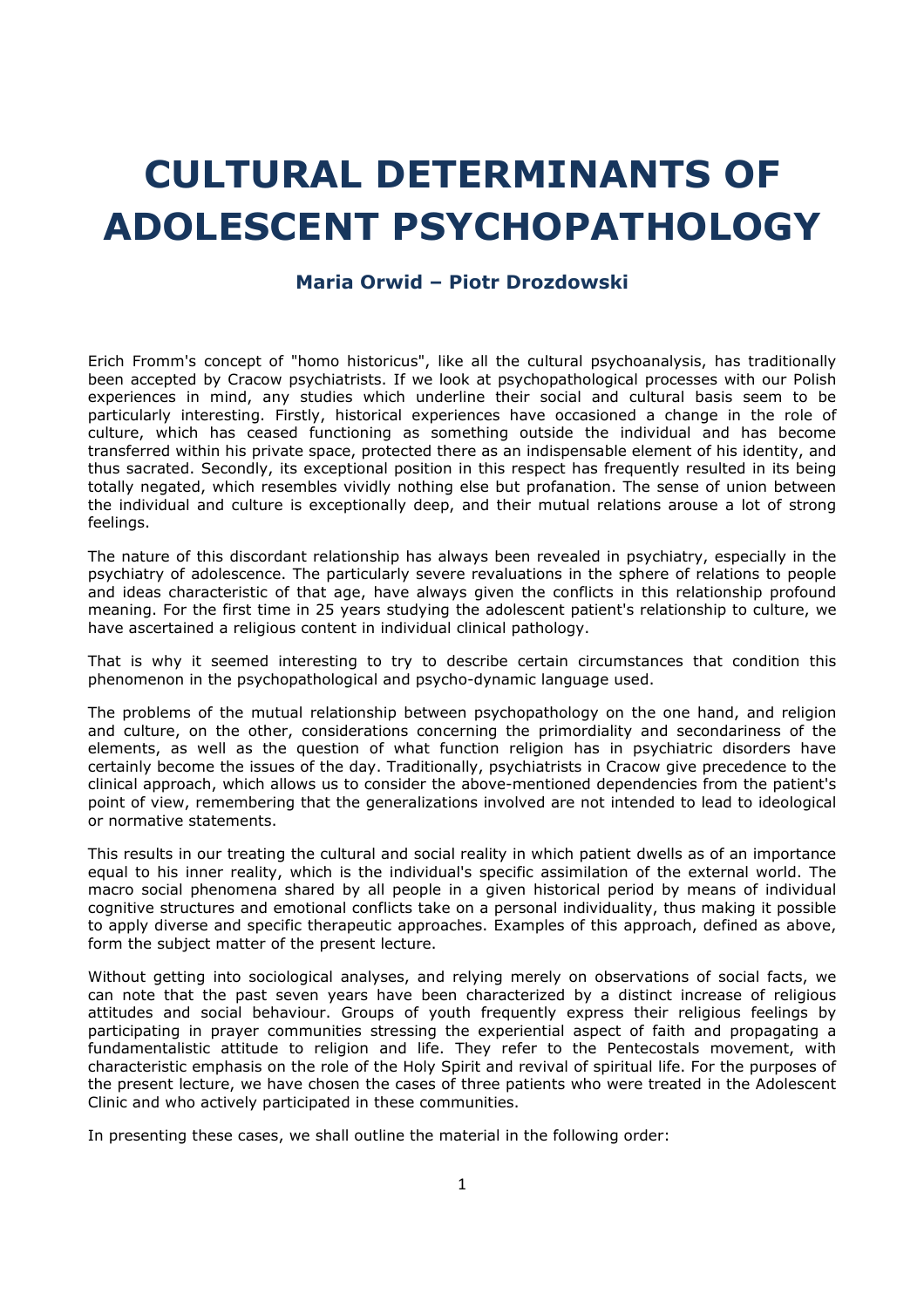# CULTURAL DETERMINANTS OF ADOLESCENT PSYCHOPATHOLOGY

### Maria Orwid – Piotr Drozdowski

Erich Fromm's concept of "homo historicus", like all the cultural psychoanalysis, has traditionally been accepted by Cracow psychiatrists. If we look at psychopathological processes with our Polish experiences in mind, any studies which underline their social and cultural basis seem to be particularly interesting. Firstly, historical experiences have occasioned a change in the role of culture, which has ceased functioning as something outside the individual and has become transferred within his private space, protected there as an indispensable element of his identity, and thus sacrated. Secondly, its exceptional position in this respect has frequently resulted in its being totally negated, which resembles vividly nothing else but profanation. The sense of union between the individual and culture is exceptionally deep, and their mutual relations arouse a lot of strong feelings.

The nature of this discordant relationship has always been revealed in psychiatry, especially in the psychiatry of adolescence. The particularly severe revaluations in the sphere of relations to people and ideas characteristic of that age, have always given the conflicts in this relationship profound meaning. For the first time in 25 years studying the adolescent patient's relationship to culture, we have ascertained a religious content in individual clinical pathology.

That is why it seemed interesting to try to describe certain circumstances that condition this phenomenon in the psychopathological and psycho-dynamic language used.

The problems of the mutual relationship between psychopathology on the one hand, and religion and culture, on the other, considerations concerning the primordiality and secondariness of the elements, as well as the question of what function religion has in psychiatric disorders have certainly become the issues of the day. Traditionally, psychiatrists in Cracow give precedence to the clinical approach, which allows us to consider the above-mentioned dependencies from the patient's point of view, remembering that the generalizations involved are not intended to lead to ideological or normative statements.

This results in our treating the cultural and social reality in which patient dwells as of an importance equal to his inner reality, which is the individual's specific assimilation of the external world. The macro social phenomena shared by all people in a given historical period by means of individual cognitive structures and emotional conflicts take on a personal individuality, thus making it possible to apply diverse and specific therapeutic approaches. Examples of this approach, defined as above, form the subject matter of the present lecture.

Without getting into sociological analyses, and relying merely on observations of social facts, we can note that the past seven years have been characterized by a distinct increase of religious attitudes and social behaviour. Groups of youth frequently express their religious feelings by participating in prayer communities stressing the experiential aspect of faith and propagating a fundamentalistic attitude to religion and life. They refer to the Pentecostals movement, with characteristic emphasis on the role of the Holy Spirit and revival of spiritual life. For the purposes of the present lecture, we have chosen the cases of three patients who were treated in the Adolescent Clinic and who actively participated in these communities.

In presenting these cases, we shall outline the material in the following order: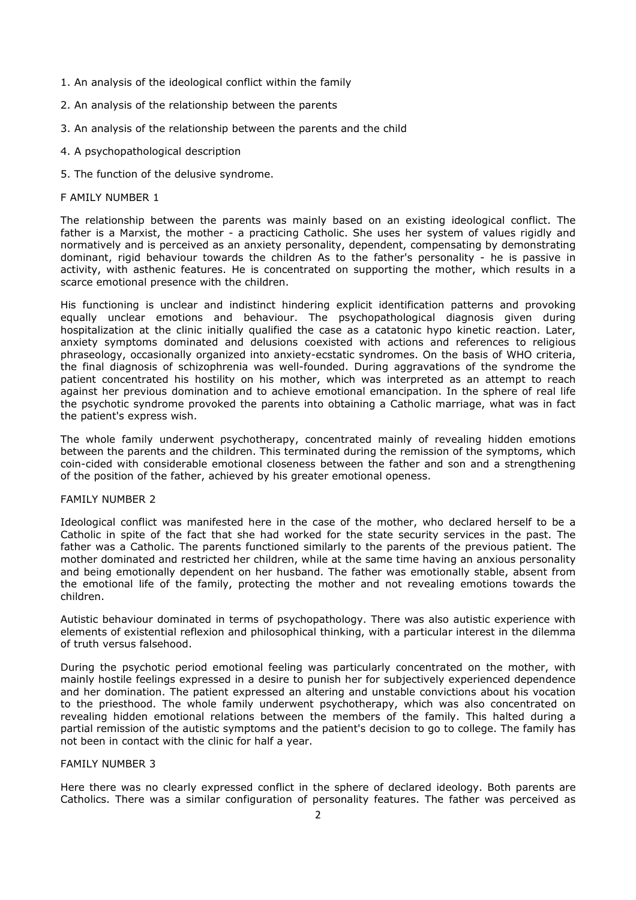1. An analysis of the ideological conflict within the family
2. An analysis of the relationship between the parents
3. An analysis of the relationship between the parents and the child
4. A psychopathological description
5. The function of the delusive syndrome.

F AMILY NUMBER 1

The relationship between the parents was mainly based on an existing ideological conflict. The father is a Marxist, the mother - a practicing Catholic. She uses her system of values rigidly and normatively and is perceived as an anxiety personality, dependent, compensating by demonstrating dominant, rigid behaviour towards the children As to the father's personality - he is passive in activity, with asthenic features. He is concentrated on supporting the mother, which results in a scarce emotional presence with the children.

His functioning is unclear and indistinct hindering explicit identification patterns and provoking equally unclear emotions and behaviour. The psychopathological diagnosis given during hospitalization at the clinic initially qualified the case as a catatonic hypo kinetic reaction. Later, anxiety symptoms dominated and delusions coexisted with actions and references to religious phraseology, occasionally organized into anxiety-ecstatic syndromes. On the basis of WHO criteria, the final diagnosis of schizophrenia was well-founded. During aggravations of the syndrome the patient concentrated his hostility on his mother, which was interpreted as an attempt to reach against her previous domination and to achieve emotional emancipation. In the sphere of real life the psychotic syndrome provoked the parents into obtaining a Catholic marriage, what was in fact the patient's express wish.

The whole family underwent psychotherapy, concentrated mainly of revealing hidden emotions between the parents and the children. This terminated during the remission of the symptoms, which coin-cided with considerable emotional closeness between the father and son and a strengthening of the position of the father, achieved by his greater emotional openess.

FAMILY NUMBER 2

Ideological conflict was manifested here in the case of the mother, who declared herself to be a Catholic in spite of the fact that she had worked for the state security services in the past. The father was a Catholic. The parents functioned similarly to the parents of the previous patient. The mother dominated and restricted her children, while at the same time having an anxious personality and being emotionally dependent on her husband. The father was emotionally stable, absent from the emotional life of the family, protecting the mother and not revealing emotions towards the children.

Autistic behaviour dominated in terms of psychopathology. There was also autistic experience with elements of existential reflexion and philosophical thinking, with a particular interest in the dilemma of truth versus falsehood.

During the psychotic period emotional feeling was particularly concentrated on the mother, with mainly hostile feelings expressed in a desire to punish her for subjectively experienced dependence and her domination. The patient expressed an altering and unstable convictions about his vocation to the priesthood. The whole family underwent psychotherapy, which was also concentrated on revealing hidden emotional relations between the members of the family. This halted during a partial remission of the autistic symptoms and the patient's decision to go to college. The family has not been in contact with the clinic for half a year.

FAMILY NUMBER 3

Here there was no clearly expressed conflict in the sphere of declared ideology. Both parents are Catholics. There was a similar configuration of personality features. The father was perceived as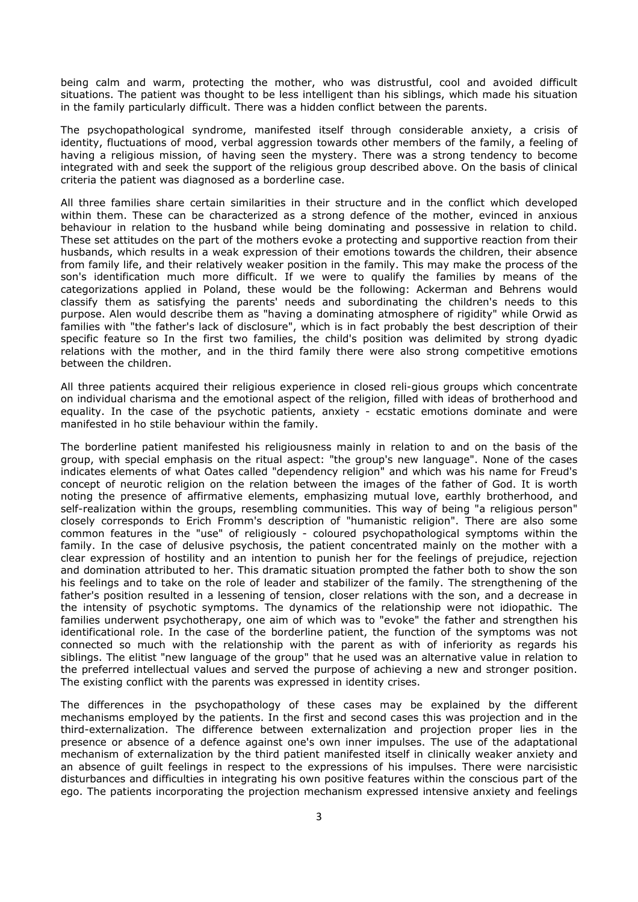being calm and warm, protecting the mother, who was distrustful, cool and avoided difficult situations. The patient was thought to be less intelligent than his siblings, which made his situation in the family particularly difficult. There was a hidden conflict between the parents.

The psychopathological syndrome, manifested itself through considerable anxiety, a crisis of identity, fluctuations of mood, verbal aggression towards other members of the family, a feeling of having a religious mission, of having seen the mystery. There was a strong tendency to become integrated with and seek the support of the religious group described above. On the basis of clinical criteria the patient was diagnosed as a borderline case.

All three families share certain similarities in their structure and in the conflict which developed within them. These can be characterized as a strong defence of the mother, evinced in anxious behaviour in relation to the husband while being dominating and possessive in relation to child. These set attitudes on the part of the mothers evoke a protecting and supportive reaction from their husbands, which results in a weak expression of their emotions towards the children, their absence from family life, and their relatively weaker position in the family. This may make the process of the son's identification much more difficult. If we were to qualify the families by means of the categorizations applied in Poland, these would be the following: Ackerman and Behrens would classify them as satisfying the parents' needs and subordinating the children's needs to this purpose. Alen would describe them as "having a dominating atmosphere of rigidity" while Orwid as families with "the father's lack of disclosure", which is in fact probably the best description of their specific feature so In the first two families, the child's position was delimited by strong dyadic relations with the mother, and in the third family there were also strong competitive emotions between the children.

All three patients acquired their religious experience in closed reli-gious groups which concentrate on individual charisma and the emotional aspect of the religion, filled with ideas of brotherhood and equality. In the case of the psychotic patients, anxiety - ecstatic emotions dominate and were manifested in ho stile behaviour within the family.

The borderline patient manifested his religiousness mainly in relation to and on the basis of the group, with special emphasis on the ritual aspect: "the group's new language". None of the cases indicates elements of what Oates called "dependency religion" and which was his name for Freud's concept of neurotic religion on the relation between the images of the father of God. It is worth noting the presence of affirmative elements, emphasizing mutual love, earthly brotherhood, and self-realization within the groups, resembling communities. This way of being "a religious person" closely corresponds to Erich Fromm's description of "humanistic religion". There are also some common features in the "use" of religiously - coloured psychopathological symptoms within the family. In the case of delusive psychosis, the patient concentrated mainly on the mother with a clear expression of hostility and an intention to punish her for the feelings of prejudice, rejection and domination attributed to her. This dramatic situation prompted the father both to show the son his feelings and to take on the role of leader and stabilizer of the family. The strengthening of the father's position resulted in a lessening of tension, closer relations with the son, and a decrease in the intensity of psychotic symptoms. The dynamics of the relationship were not idiopathic. The families underwent psychotherapy, one aim of which was to "evoke" the father and strengthen his identificational role. In the case of the borderline patient, the function of the symptoms was not connected so much with the relationship with the parent as with of inferiority as regards his siblings. The elitist "new language of the group" that he used was an alternative value in relation to the preferred intellectual values and served the purpose of achieving a new and stronger position. The existing conflict with the parents was expressed in identity crises.

The differences in the psychopathology of these cases may be explained by the different mechanisms employed by the patients. In the first and second cases this was projection and in the third-externalization. The difference between externalization and projection proper lies in the presence or absence of a defence against one's own inner impulses. The use of the adaptational mechanism of externalization by the third patient manifested itself in clinically weaker anxiety and an absence of guilt feelings in respect to the expressions of his impulses. There were narcisistic disturbances and difficulties in integrating his own positive features within the conscious part of the ego. The patients incorporating the projection mechanism expressed intensive anxiety and feelings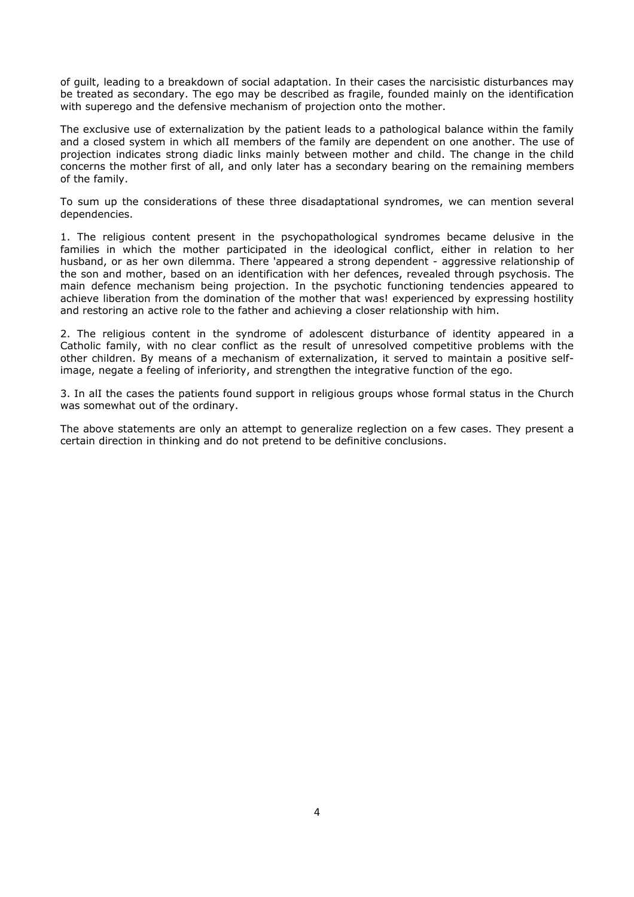of guilt, leading to a breakdown of social adaptation. In their cases the narcisistic disturbances may be treated as secondary. The ego may be described as fragile, founded mainly on the identification with superego and the defensive mechanism of projection onto the mother.

The exclusive use of externalization by the patient leads to a pathological balance within the family and a closed system in which alI members of the family are dependent on one another. The use of projection indicates strong diadic links mainly between mother and child. The change in the child concerns the mother first of all, and only later has a secondary bearing on the remaining members of the family.

To sum up the considerations of these three disadaptational syndromes, we can mention several dependencies.

1. The religious content present in the psychopathological syndromes became delusive in the families in which the mother participated in the ideological conflict, either in relation to her husband, or as her own dilemma. There 'appeared a strong dependent - aggressive relationship of the son and mother, based on an identification with her defences, revealed through psychosis. The main defence mechanism being projection. In the psychotic functioning tendencies appeared to achieve liberation from the domination of the mother that was! experienced by expressing hostility and restoring an active role to the father and achieving a closer relationship with him.

2. The religious content in the syndrome of adolescent disturbance of identity appeared in a Catholic family, with no clear conflict as the result of unresolved competitive problems with the other children. By means of a mechanism of externalization, it served to maintain a positive self-image, negate a feeling of inferiority, and strengthen the integrative function of the ego.

3. In alI the cases the patients found support in religious groups whose formal status in the Church was somewhat out of the ordinary.

The above statements are only an attempt to generalize reglection on a few cases. They present a certain direction in thinking and do not pretend to be definitive conclusions.